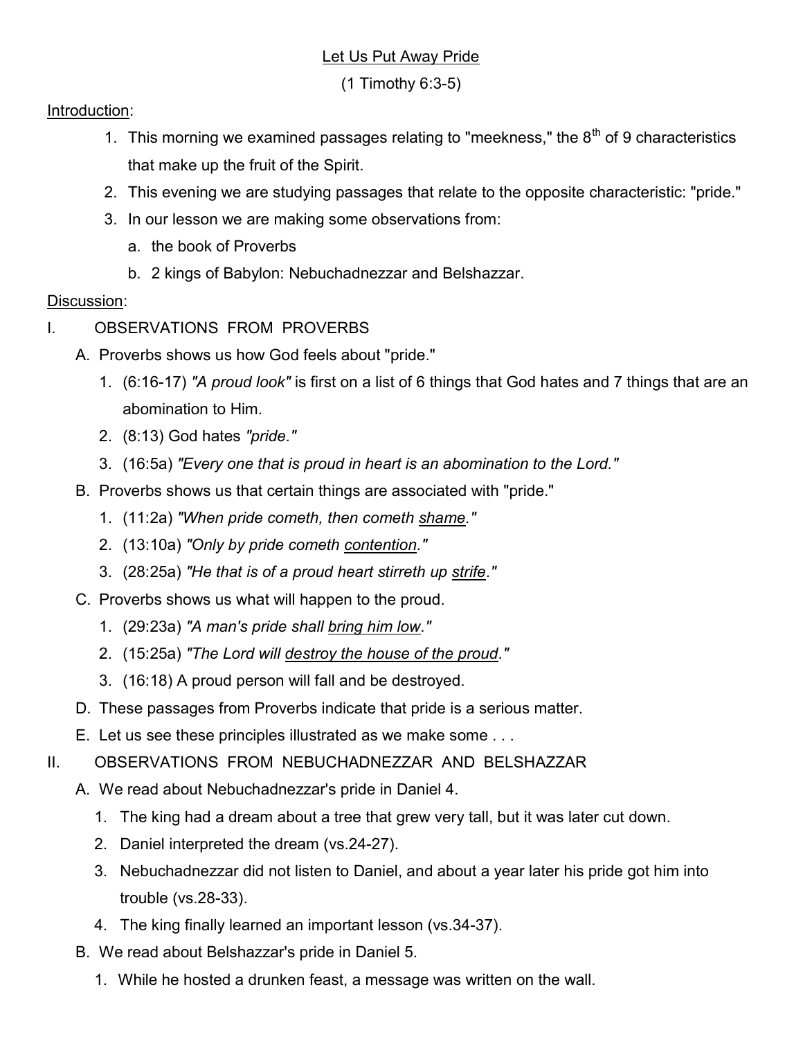# Let Us Put Away Pride

(1 Timothy 6:3-5)

Introduction:

1. This morning we examined passages relating to "meekness," the 8th of 9 characteristics that make up the fruit of the Spirit.
2. This evening we are studying passages that relate to the opposite characteristic: "pride."
3. In our lesson we are making some observations from:
   a. the book of Proverbs
   b. 2 kings of Babylon: Nebuchadnezzar and Belshazzar.

Discussion:

I. OBSERVATIONS FROM PROVERBS

A. Proverbs shows us how God feels about "pride."
   1. (6:16-17) *"A proud look"* is first on a list of 6 things that God hates and 7 things that are an abomination to Him.
   2. (8:13) God hates *"pride."*
   3. (16:5a) *"Every one that is proud in heart is an abomination to the Lord."*

B. Proverbs shows us that certain things are associated with "pride."
   1. (11:2a) *"When pride cometh, then cometh shame."*
   2. (13:10a) *"Only by pride cometh contention."*
   3. (28:25a) *"He that is of a proud heart stirreth up strife."*

C. Proverbs shows us what will happen to the proud.
   1. (29:23a) *"A man's pride shall bring him low."*
   2. (15:25a) *"The Lord will destroy the house of the proud."*
   3. (16:18) A proud person will fall and be destroyed.

D. These passages from Proverbs indicate that pride is a serious matter.

E. Let us see these principles illustrated as we make some . . .

II. OBSERVATIONS FROM NEBUCHADNEZZAR AND BELSHAZZAR

A. We read about Nebuchadnezzar's pride in Daniel 4.
   1. The king had a dream about a tree that grew very tall, but it was later cut down.
   2. Daniel interpreted the dream (vs.24-27).
   3. Nebuchadnezzar did not listen to Daniel, and about a year later his pride got him into trouble (vs.28-33).
   4. The king finally learned an important lesson (vs.34-37).

B. We read about Belshazzar's pride in Daniel 5.
   1. While he hosted a drunken feast, a message was written on the wall.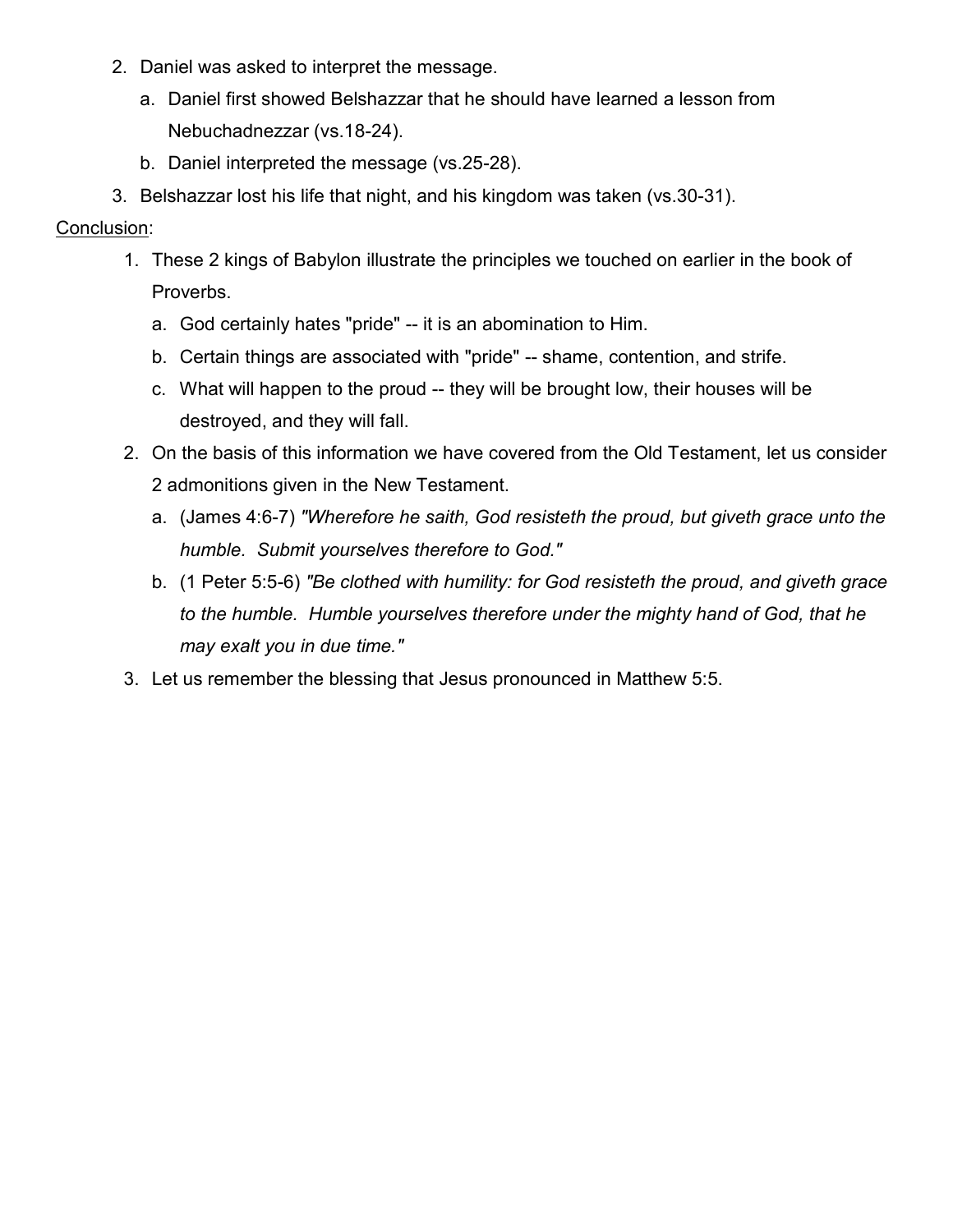2. Daniel was asked to interpret the message.
    a. Daniel first showed Belshazzar that he should have learned a lesson from Nebuchadnezzar (vs.18-24).
    b. Daniel interpreted the message (vs.25-28).
3. Belshazzar lost his life that night, and his kingdom was taken (vs.30-31).

<u>Conclusion</u>:

1. These 2 kings of Babylon illustrate the principles we touched on earlier in the book of Proverbs.
    a. God certainly hates "pride" -- it is an abomination to Him.
    b. Certain things are associated with "pride" -- shame, contention, and strife.
    c. What will happen to the proud -- they will be brought low, their houses will be destroyed, and they will fall.
2. On the basis of this information we have covered from the Old Testament, let us consider 2 admonitions given in the New Testament.
    a. (James 4:6-7) *"Wherefore he saith, God resisteth the proud, but giveth grace unto the humble. Submit yourselves therefore to God."*
    b. (1 Peter 5:5-6) *"Be clothed with humility: for God resisteth the proud, and giveth grace to the humble. Humble yourselves therefore under the mighty hand of God, that he may exalt you in due time."*
3. Let us remember the blessing that Jesus pronounced in Matthew 5:5.